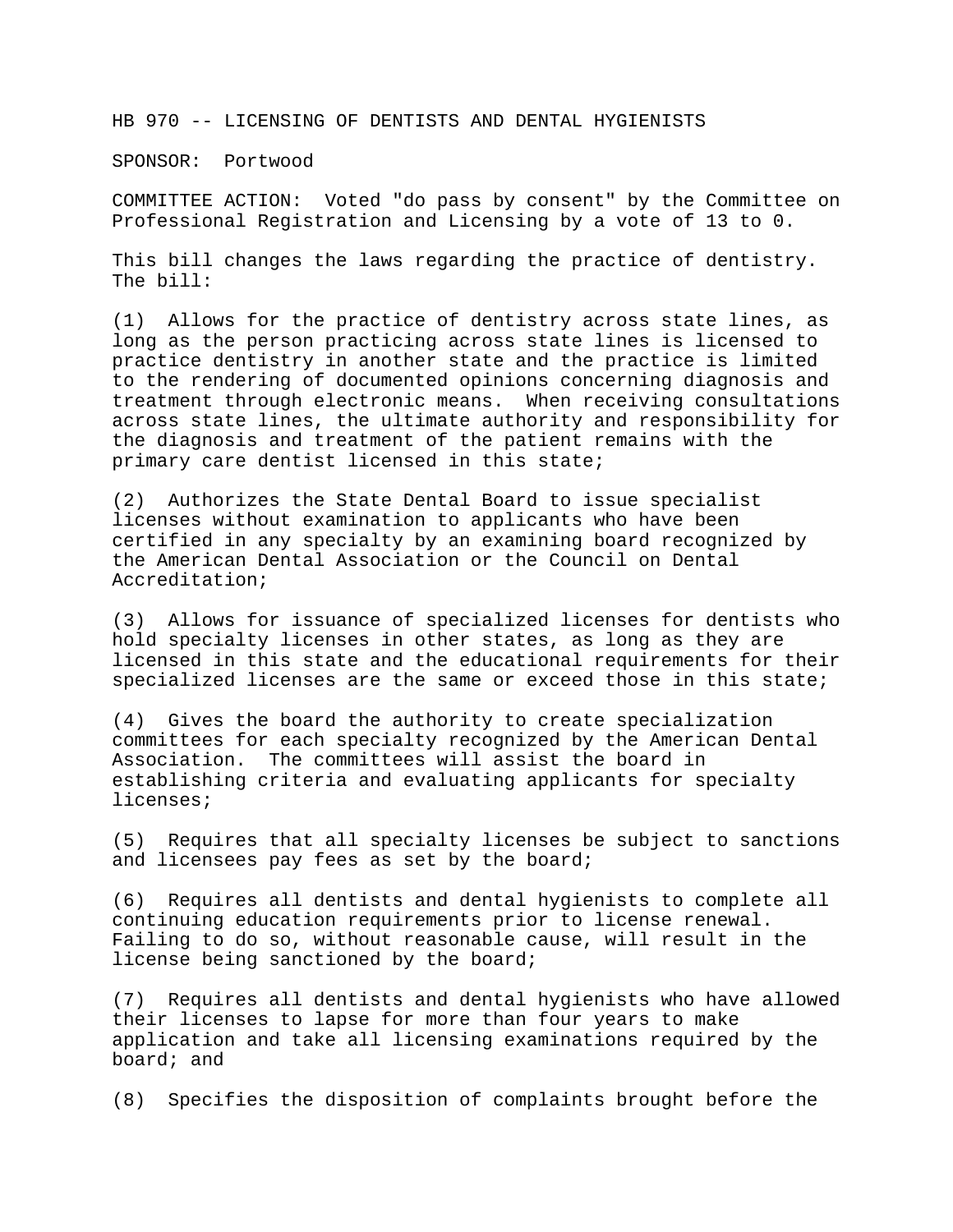HB 970 -- LICENSING OF DENTISTS AND DENTAL HYGIENISTS

SPONSOR: Portwood

COMMITTEE ACTION: Voted "do pass by consent" by the Committee on Professional Registration and Licensing by a vote of 13 to 0.

This bill changes the laws regarding the practice of dentistry. The bill:

(1) Allows for the practice of dentistry across state lines, as long as the person practicing across state lines is licensed to practice dentistry in another state and the practice is limited to the rendering of documented opinions concerning diagnosis and treatment through electronic means. When receiving consultations across state lines, the ultimate authority and responsibility for the diagnosis and treatment of the patient remains with the primary care dentist licensed in this state;

(2) Authorizes the State Dental Board to issue specialist licenses without examination to applicants who have been certified in any specialty by an examining board recognized by the American Dental Association or the Council on Dental Accreditation;

(3) Allows for issuance of specialized licenses for dentists who hold specialty licenses in other states, as long as they are licensed in this state and the educational requirements for their specialized licenses are the same or exceed those in this state;

(4) Gives the board the authority to create specialization committees for each specialty recognized by the American Dental Association. The committees will assist the board in establishing criteria and evaluating applicants for specialty licenses;

(5) Requires that all specialty licenses be subject to sanctions and licensees pay fees as set by the board;

(6) Requires all dentists and dental hygienists to complete all continuing education requirements prior to license renewal. Failing to do so, without reasonable cause, will result in the license being sanctioned by the board;

(7) Requires all dentists and dental hygienists who have allowed their licenses to lapse for more than four years to make application and take all licensing examinations required by the board; and

(8) Specifies the disposition of complaints brought before the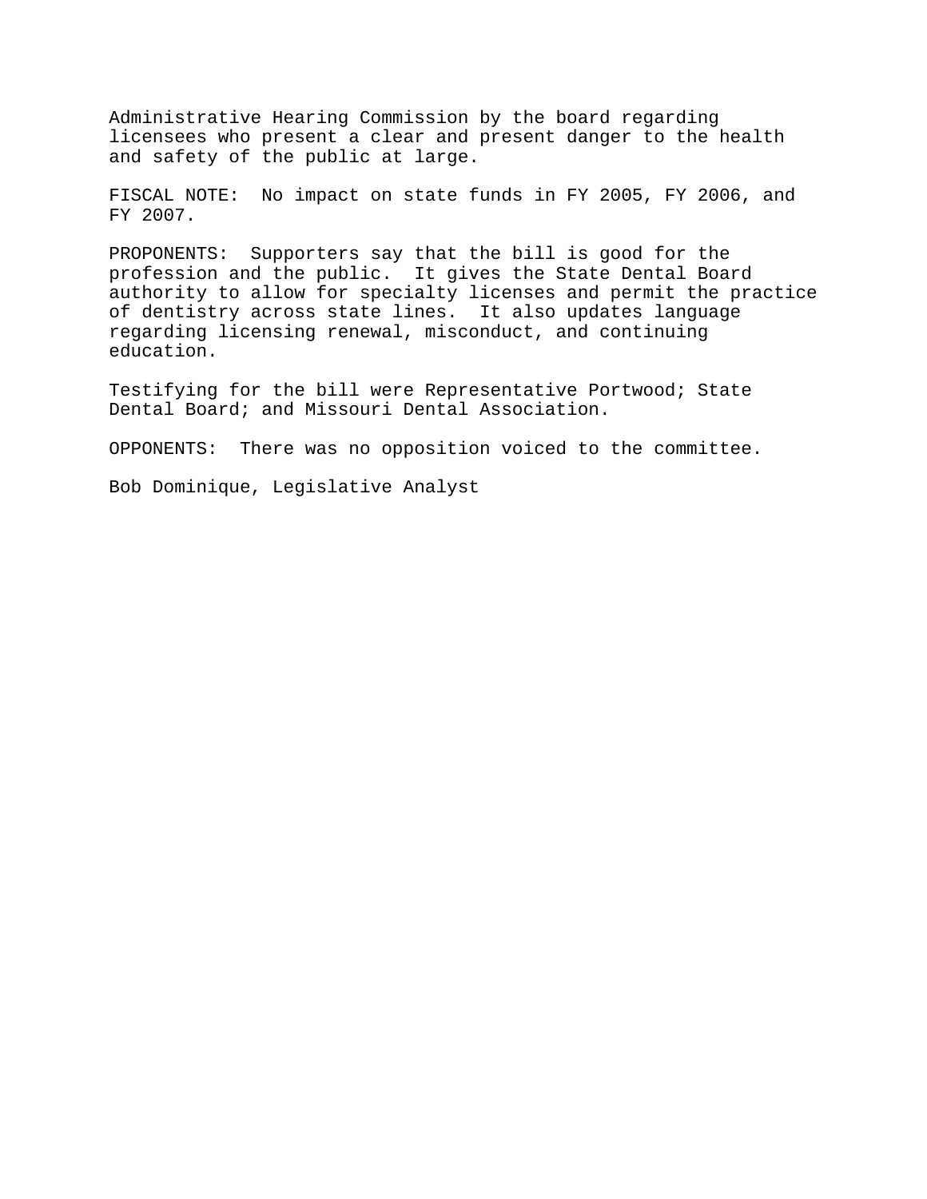Administrative Hearing Commission by the board regarding licensees who present a clear and present danger to the health and safety of the public at large.

FISCAL NOTE: No impact on state funds in FY 2005, FY 2006, and FY 2007.

PROPONENTS: Supporters say that the bill is good for the profession and the public. It gives the State Dental Board authority to allow for specialty licenses and permit the practice of dentistry across state lines. It also updates language regarding licensing renewal, misconduct, and continuing education.

Testifying for the bill were Representative Portwood; State Dental Board; and Missouri Dental Association.

OPPONENTS: There was no opposition voiced to the committee.

Bob Dominique, Legislative Analyst